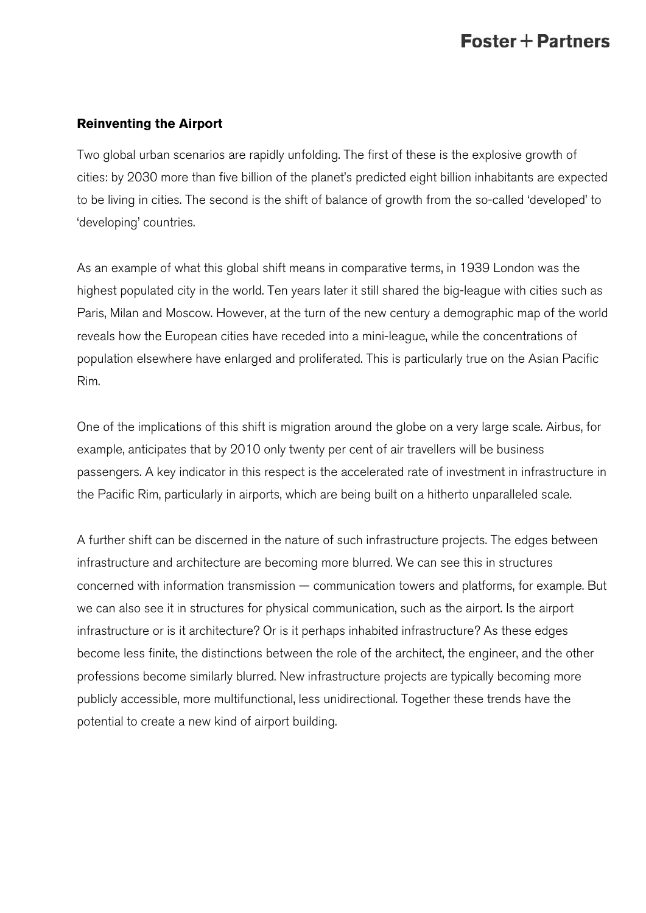## Reinventing the Airport

Two global urban scenarios are rapidly unfolding. The first of these is the explosive growth of cities: by 2030 more than five billion of the planet's predicted eight billion inhabitants are expected to be living in cities. The second is the shift of balance of growth from the so-called 'developed' to 'developing' countries.

As an example of what this global shift means in comparative terms, in 1939 London was the highest populated city in the world. Ten years later it still shared the big-league with cities such as Paris, Milan and Moscow. However, at the turn of the new century a demographic map of the world reveals how the European cities have receded into a mini-league, while the concentrations of population elsewhere have enlarged and proliferated. This is particularly true on the Asian Pacific Rim.

One of the implications of this shift is migration around the globe on a very large scale. Airbus, for example, anticipates that by 2010 only twenty per cent of air travellers will be business passengers. A key indicator in this respect is the accelerated rate of investment in infrastructure in the Pacific Rim, particularly in airports, which are being built on a hitherto unparalleled scale.

A further shift can be discerned in the nature of such infrastructure projects. The edges between infrastructure and architecture are becoming more blurred. We can see this in structures concerned with information transmission — communication towers and platforms, for example. But we can also see it in structures for physical communication, such as the airport. Is the airport infrastructure or is it architecture? Or is it perhaps inhabited infrastructure? As these edges become less finite, the distinctions between the role of the architect, the engineer, and the other professions become similarly blurred. New infrastructure projects are typically becoming more publicly accessible, more multifunctional, less unidirectional. Together these trends have the potential to create a new kind of airport building.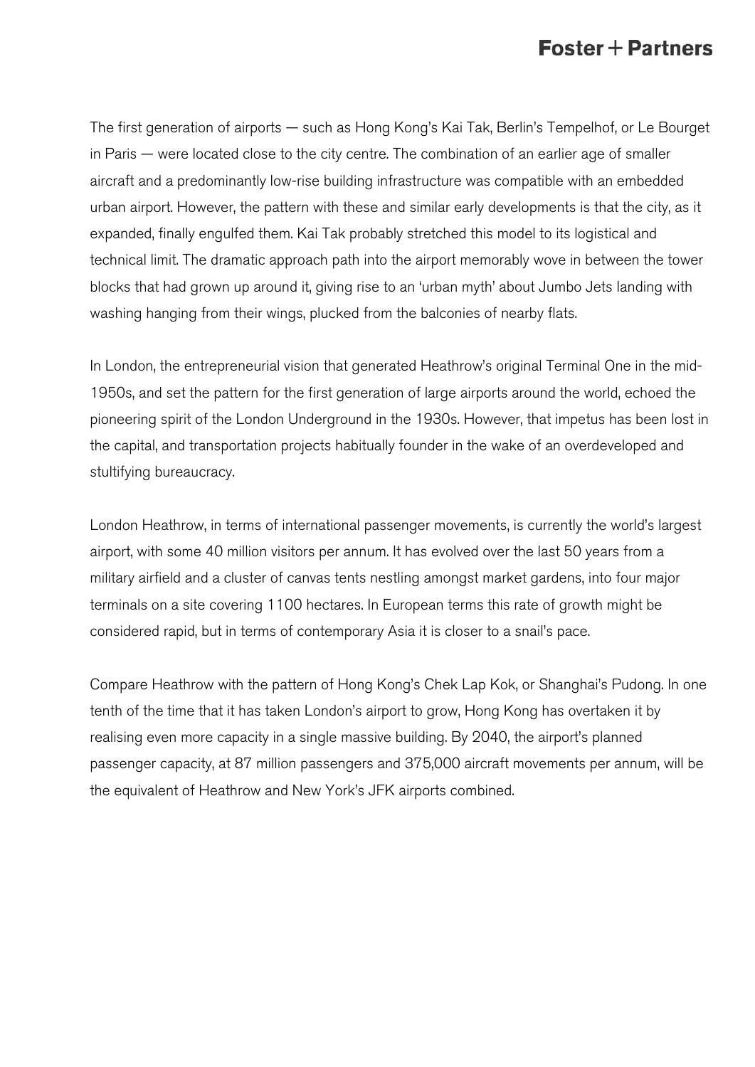The first generation of airports — such as Hong Kong's Kai Tak, Berlin's Tempelhof, or Le Bourget in Paris — were located close to the city centre. The combination of an earlier age of smaller aircraft and a predominantly low-rise building infrastructure was compatible with an embedded urban airport. However, the pattern with these and similar early developments is that the city, as it expanded, finally engulfed them. Kai Tak probably stretched this model to its logistical and technical limit. The dramatic approach path into the airport memorably wove in between the tower blocks that had grown up around it, giving rise to an 'urban myth' about Jumbo Jets landing with washing hanging from their wings, plucked from the balconies of nearby flats.

In London, the entrepreneurial vision that generated Heathrow's original Terminal One in the mid-1950s, and set the pattern for the first generation of large airports around the world, echoed the pioneering spirit of the London Underground in the 1930s. However, that impetus has been lost in the capital, and transportation projects habitually founder in the wake of an overdeveloped and stultifying bureaucracy.

London Heathrow, in terms of international passenger movements, is currently the world's largest airport, with some 40 million visitors per annum. It has evolved over the last 50 years from a military airfield and a cluster of canvas tents nestling amongst market gardens, into four major terminals on a site covering 1100 hectares. In European terms this rate of growth might be considered rapid, but in terms of contemporary Asia it is closer to a snail's pace.

Compare Heathrow with the pattern of Hong Kong's Chek Lap Kok, or Shanghai's Pudong. In one tenth of the time that it has taken London's airport to grow, Hong Kong has overtaken it by realising even more capacity in a single massive building. By 2040, the airport's planned passenger capacity, at 87 million passengers and 375,000 aircraft movements per annum, will be the equivalent of Heathrow and New York's JFK airports combined.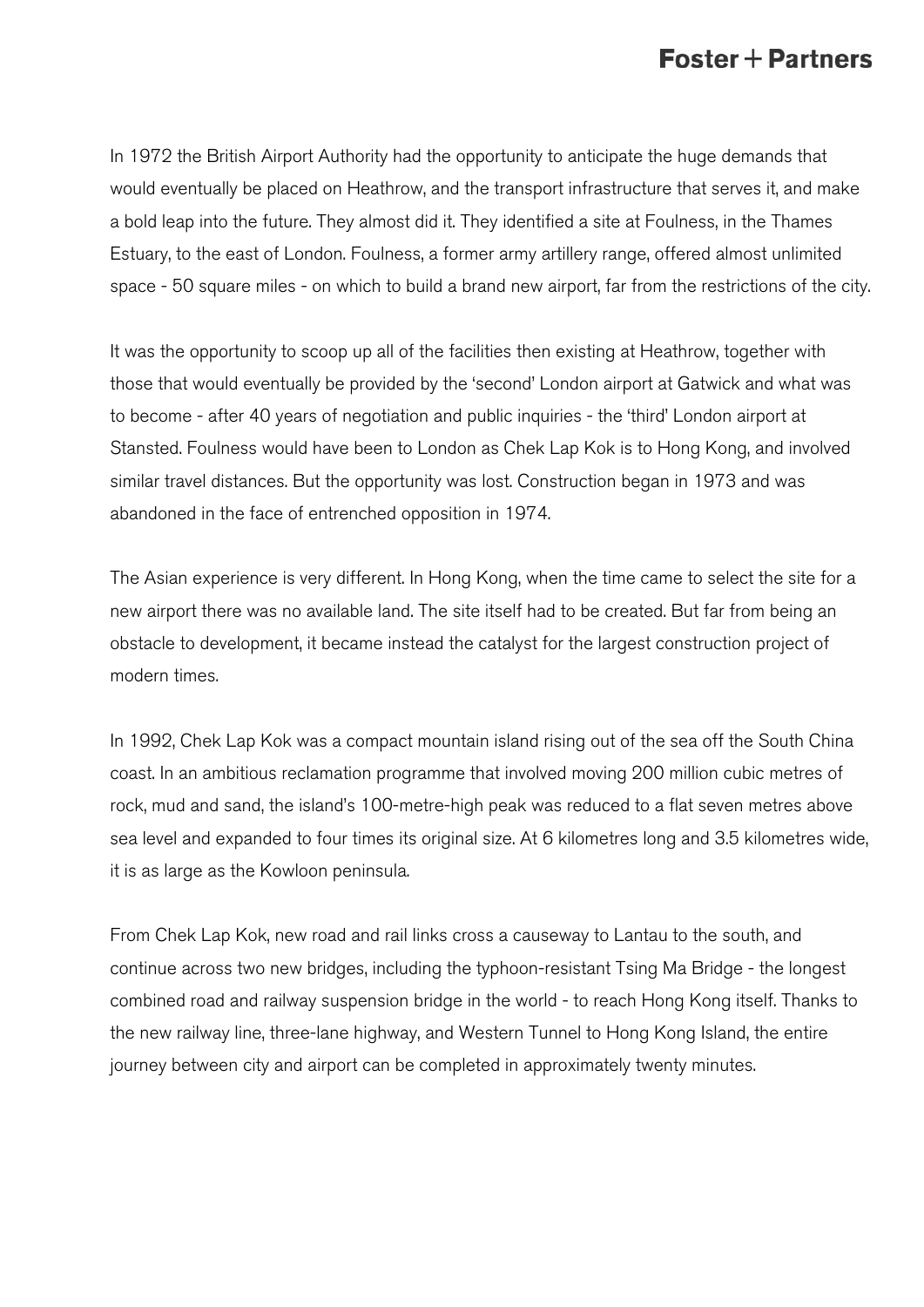In 1972 the British Airport Authority had the opportunity to anticipate the huge demands that would eventually be placed on Heathrow, and the transport infrastructure that serves it, and make a bold leap into the future. They almost did it. They identified a site at Foulness, in the Thames Estuary, to the east of London. Foulness, a former army artillery range, offered almost unlimited space - 50 square miles - on which to build a brand new airport, far from the restrictions of the city.

It was the opportunity to scoop up all of the facilities then existing at Heathrow, together with those that would eventually be provided by the 'second' London airport at Gatwick and what was to become - after 40 years of negotiation and public inquiries - the 'third' London airport at Stansted. Foulness would have been to London as Chek Lap Kok is to Hong Kong, and involved similar travel distances. But the opportunity was lost. Construction began in 1973 and was abandoned in the face of entrenched opposition in 1974.

The Asian experience is very different. In Hong Kong, when the time came to select the site for a new airport there was no available land. The site itself had to be created. But far from being an obstacle to development, it became instead the catalyst for the largest construction project of modern times.

In 1992, Chek Lap Kok was a compact mountain island rising out of the sea off the South China coast. In an ambitious reclamation programme that involved moving 200 million cubic metres of rock, mud and sand, the island's 100-metre-high peak was reduced to a flat seven metres above sea level and expanded to four times its original size. At 6 kilometres long and 3.5 kilometres wide, it is as large as the Kowloon peninsula.

From Chek Lap Kok, new road and rail links cross a causeway to Lantau to the south, and continue across two new bridges, including the typhoon-resistant Tsing Ma Bridge - the longest combined road and railway suspension bridge in the world - to reach Hong Kong itself. Thanks to the new railway line, three-lane highway, and Western Tunnel to Hong Kong Island, the entire journey between city and airport can be completed in approximately twenty minutes.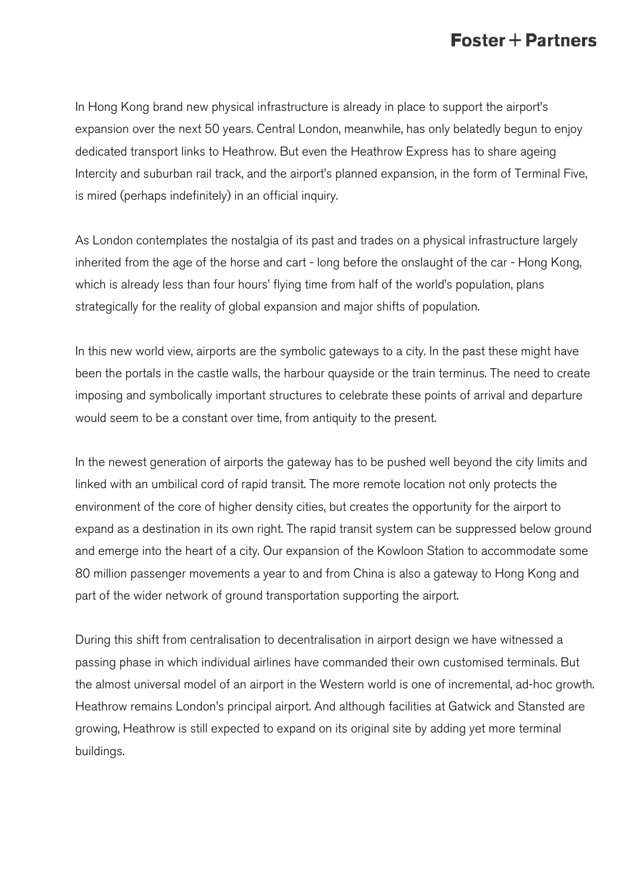In Hong Kong brand new physical infrastructure is already in place to support the airport's expansion over the next 50 years. Central London, meanwhile, has only belatedly begun to enjoy dedicated transport links to Heathrow. But even the Heathrow Express has to share ageing Intercity and suburban rail track, and the airport's planned expansion, in the form of Terminal Five, is mired (perhaps indefinitely) in an official inquiry.

As London contemplates the nostalgia of its past and trades on a physical infrastructure largely inherited from the age of the horse and cart - long before the onslaught of the car - Hong Kong, which is already less than four hours' flying time from half of the world's population, plans strategically for the reality of global expansion and major shifts of population.

In this new world view, airports are the symbolic gateways to a city. In the past these might have been the portals in the castle walls, the harbour quayside or the train terminus. The need to create imposing and symbolically important structures to celebrate these points of arrival and departure would seem to be a constant over time, from antiquity to the present.

In the newest generation of airports the gateway has to be pushed well beyond the city limits and linked with an umbilical cord of rapid transit. The more remote location not only protects the environment of the core of higher density cities, but creates the opportunity for the airport to expand as a destination in its own right. The rapid transit system can be suppressed below ground and emerge into the heart of a city. Our expansion of the Kowloon Station to accommodate some 80 million passenger movements a year to and from China is also a gateway to Hong Kong and part of the wider network of ground transportation supporting the airport.

During this shift from centralisation to decentralisation in airport design we have witnessed a passing phase in which individual airlines have commanded their own customised terminals. But the almost universal model of an airport in the Western world is one of incremental, ad-hoc growth. Heathrow remains London's principal airport. And although facilities at Gatwick and Stansted are growing, Heathrow is still expected to expand on its original site by adding yet more terminal buildings.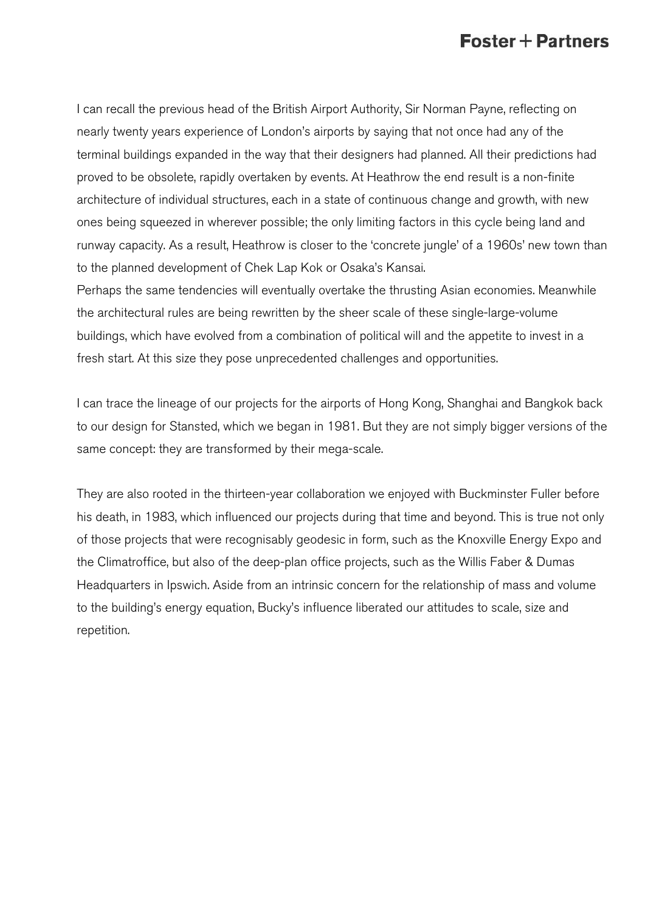I can recall the previous head of the British Airport Authority, Sir Norman Payne, reflecting on nearly twenty years experience of London's airports by saying that not once had any of the terminal buildings expanded in the way that their designers had planned. All their predictions had proved to be obsolete, rapidly overtaken by events. At Heathrow the end result is a non-finite architecture of individual structures, each in a state of continuous change and growth, with new ones being squeezed in wherever possible; the only limiting factors in this cycle being land and runway capacity. As a result, Heathrow is closer to the 'concrete jungle' of a 1960s' new town than to the planned development of Chek Lap Kok or Osaka's Kansai.
Perhaps the same tendencies will eventually overtake the thrusting Asian economies. Meanwhile the architectural rules are being rewritten by the sheer scale of these single-large-volume buildings, which have evolved from a combination of political will and the appetite to invest in a fresh start. At this size they pose unprecedented challenges and opportunities.

I can trace the lineage of our projects for the airports of Hong Kong, Shanghai and Bangkok back to our design for Stansted, which we began in 1981. But they are not simply bigger versions of the same concept: they are transformed by their mega-scale.

They are also rooted in the thirteen-year collaboration we enjoyed with Buckminster Fuller before his death, in 1983, which influenced our projects during that time and beyond. This is true not only of those projects that were recognisably geodesic in form, such as the Knoxville Energy Expo and the Climatroffice, but also of the deep-plan office projects, such as the Willis Faber & Dumas Headquarters in Ipswich. Aside from an intrinsic concern for the relationship of mass and volume to the building's energy equation, Bucky's influence liberated our attitudes to scale, size and repetition.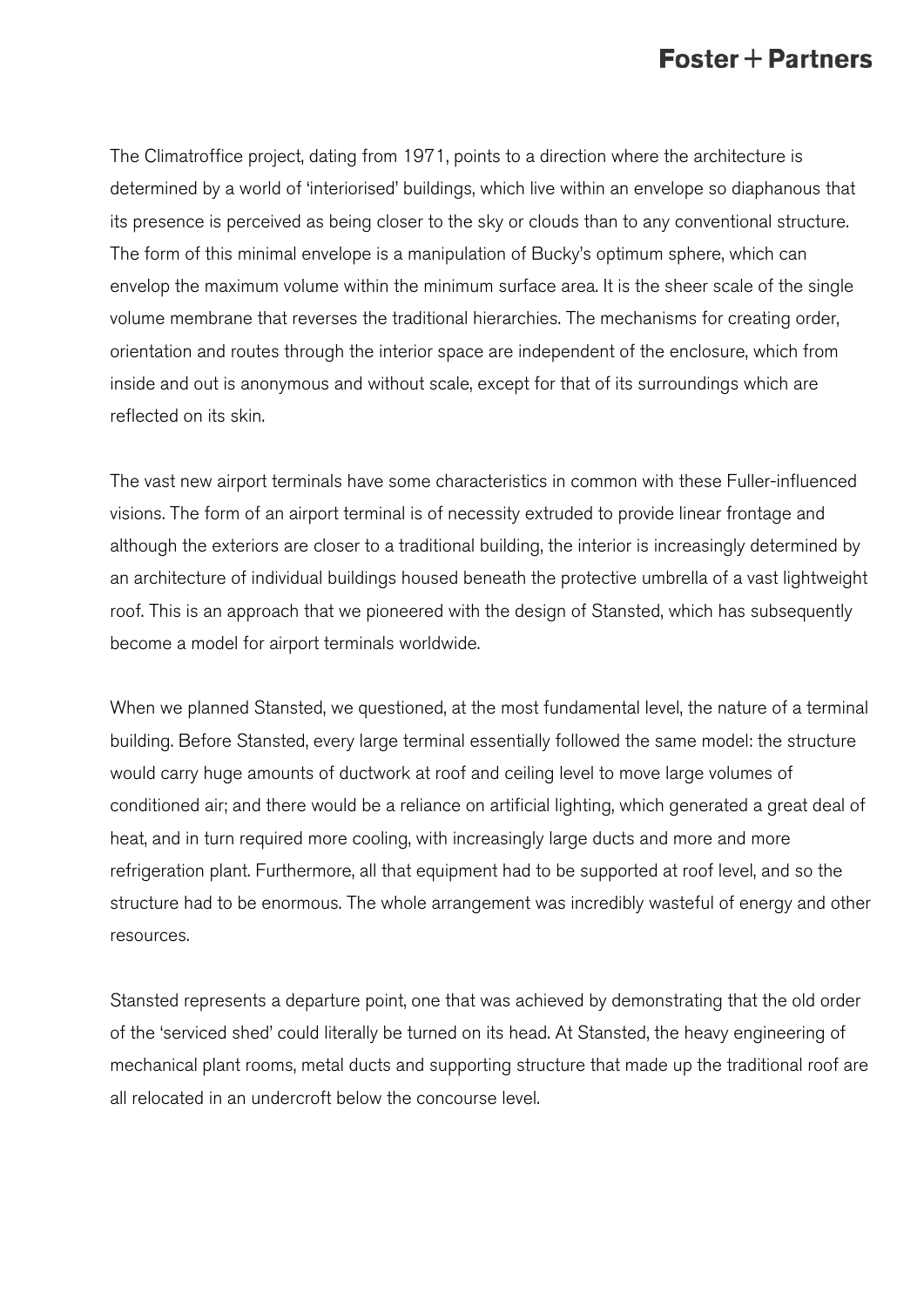The Climatroffice project, dating from 1971, points to a direction where the architecture is determined by a world of 'interiorised' buildings, which live within an envelope so diaphanous that its presence is perceived as being closer to the sky or clouds than to any conventional structure. The form of this minimal envelope is a manipulation of Bucky's optimum sphere, which can envelop the maximum volume within the minimum surface area. It is the sheer scale of the single volume membrane that reverses the traditional hierarchies. The mechanisms for creating order, orientation and routes through the interior space are independent of the enclosure, which from inside and out is anonymous and without scale, except for that of its surroundings which are reflected on its skin.

The vast new airport terminals have some characteristics in common with these Fuller-influenced visions. The form of an airport terminal is of necessity extruded to provide linear frontage and although the exteriors are closer to a traditional building, the interior is increasingly determined by an architecture of individual buildings housed beneath the protective umbrella of a vast lightweight roof. This is an approach that we pioneered with the design of Stansted, which has subsequently become a model for airport terminals worldwide.

When we planned Stansted, we questioned, at the most fundamental level, the nature of a terminal building. Before Stansted, every large terminal essentially followed the same model: the structure would carry huge amounts of ductwork at roof and ceiling level to move large volumes of conditioned air; and there would be a reliance on artificial lighting, which generated a great deal of heat, and in turn required more cooling, with increasingly large ducts and more and more refrigeration plant. Furthermore, all that equipment had to be supported at roof level, and so the structure had to be enormous. The whole arrangement was incredibly wasteful of energy and other resources.

Stansted represents a departure point, one that was achieved by demonstrating that the old order of the 'serviced shed' could literally be turned on its head. At Stansted, the heavy engineering of mechanical plant rooms, metal ducts and supporting structure that made up the traditional roof are all relocated in an undercroft below the concourse level.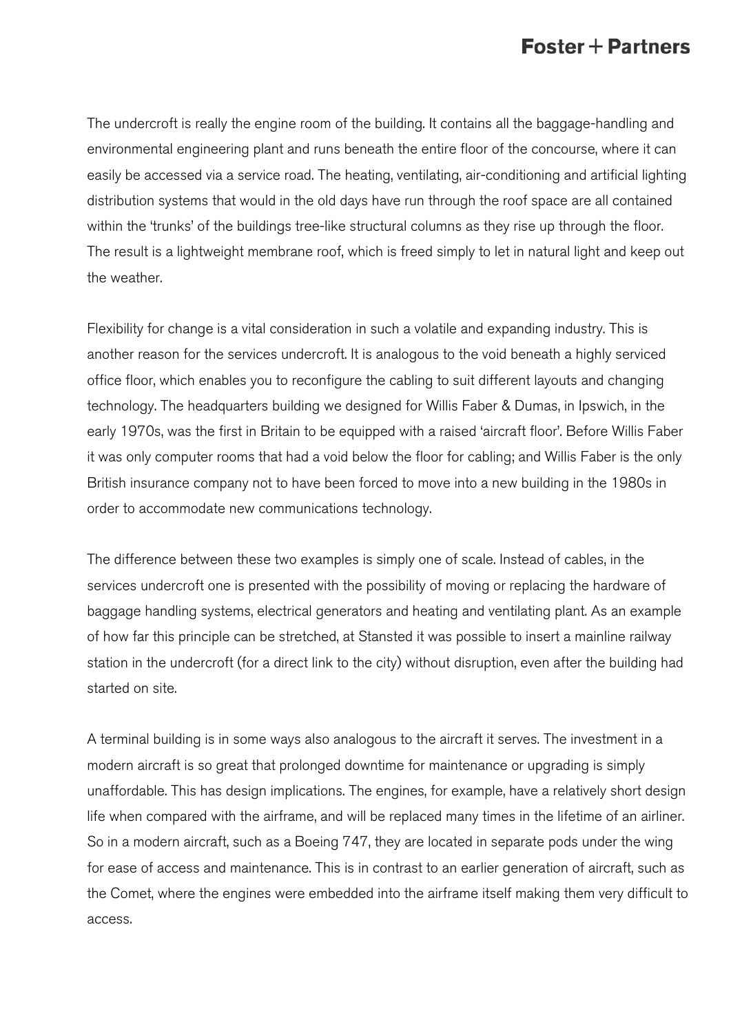The undercroft is really the engine room of the building. It contains all the baggage-handling and environmental engineering plant and runs beneath the entire floor of the concourse, where it can easily be accessed via a service road. The heating, ventilating, air-conditioning and artificial lighting distribution systems that would in the old days have run through the roof space are all contained within the 'trunks' of the buildings tree-like structural columns as they rise up through the floor. The result is a lightweight membrane roof, which is freed simply to let in natural light and keep out the weather.

Flexibility for change is a vital consideration in such a volatile and expanding industry. This is another reason for the services undercroft. It is analogous to the void beneath a highly serviced office floor, which enables you to reconfigure the cabling to suit different layouts and changing technology. The headquarters building we designed for Willis Faber & Dumas, in Ipswich, in the early 1970s, was the first in Britain to be equipped with a raised 'aircraft floor'. Before Willis Faber it was only computer rooms that had a void below the floor for cabling; and Willis Faber is the only British insurance company not to have been forced to move into a new building in the 1980s in order to accommodate new communications technology.

The difference between these two examples is simply one of scale. Instead of cables, in the services undercroft one is presented with the possibility of moving or replacing the hardware of baggage handling systems, electrical generators and heating and ventilating plant. As an example of how far this principle can be stretched, at Stansted it was possible to insert a mainline railway station in the undercroft (for a direct link to the city) without disruption, even after the building had started on site.

A terminal building is in some ways also analogous to the aircraft it serves. The investment in a modern aircraft is so great that prolonged downtime for maintenance or upgrading is simply unaffordable. This has design implications. The engines, for example, have a relatively short design life when compared with the airframe, and will be replaced many times in the lifetime of an airliner. So in a modern aircraft, such as a Boeing 747, they are located in separate pods under the wing for ease of access and maintenance. This is in contrast to an earlier generation of aircraft, such as the Comet, where the engines were embedded into the airframe itself making them very difficult to access.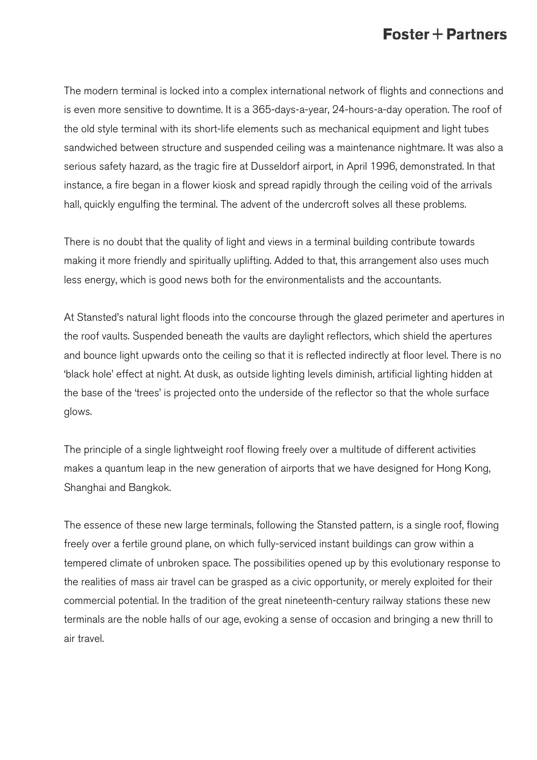The modern terminal is locked into a complex international network of flights and connections and is even more sensitive to downtime. It is a 365-days-a-year, 24-hours-a-day operation. The roof of the old style terminal with its short-life elements such as mechanical equipment and light tubes sandwiched between structure and suspended ceiling was a maintenance nightmare. It was also a serious safety hazard, as the tragic fire at Dusseldorf airport, in April 1996, demonstrated. In that instance, a fire began in a flower kiosk and spread rapidly through the ceiling void of the arrivals hall, quickly engulfing the terminal. The advent of the undercroft solves all these problems.

There is no doubt that the quality of light and views in a terminal building contribute towards making it more friendly and spiritually uplifting. Added to that, this arrangement also uses much less energy, which is good news both for the environmentalists and the accountants.

At Stansted's natural light floods into the concourse through the glazed perimeter and apertures in the roof vaults. Suspended beneath the vaults are daylight reflectors, which shield the apertures and bounce light upwards onto the ceiling so that it is reflected indirectly at floor level. There is no 'black hole' effect at night. At dusk, as outside lighting levels diminish, artificial lighting hidden at the base of the 'trees' is projected onto the underside of the reflector so that the whole surface glows.

The principle of a single lightweight roof flowing freely over a multitude of different activities makes a quantum leap in the new generation of airports that we have designed for Hong Kong, Shanghai and Bangkok.

The essence of these new large terminals, following the Stansted pattern, is a single roof, flowing freely over a fertile ground plane, on which fully-serviced instant buildings can grow within a tempered climate of unbroken space. The possibilities opened up by this evolutionary response to the realities of mass air travel can be grasped as a civic opportunity, or merely exploited for their commercial potential. In the tradition of the great nineteenth-century railway stations these new terminals are the noble halls of our age, evoking a sense of occasion and bringing a new thrill to air travel.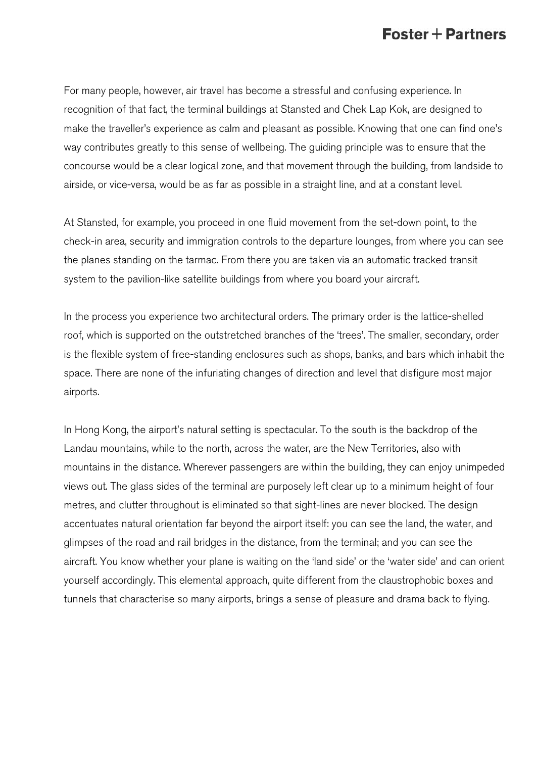For many people, however, air travel has become a stressful and confusing experience. In recognition of that fact, the terminal buildings at Stansted and Chek Lap Kok, are designed to make the traveller's experience as calm and pleasant as possible. Knowing that one can find one's way contributes greatly to this sense of wellbeing. The guiding principle was to ensure that the concourse would be a clear logical zone, and that movement through the building, from landside to airside, or vice-versa, would be as far as possible in a straight line, and at a constant level.

At Stansted, for example, you proceed in one fluid movement from the set-down point, to the check-in area, security and immigration controls to the departure lounges, from where you can see the planes standing on the tarmac. From there you are taken via an automatic tracked transit system to the pavilion-like satellite buildings from where you board your aircraft.

In the process you experience two architectural orders. The primary order is the lattice-shelled roof, which is supported on the outstretched branches of the 'trees'. The smaller, secondary, order is the flexible system of free-standing enclosures such as shops, banks, and bars which inhabit the space. There are none of the infuriating changes of direction and level that disfigure most major airports.

In Hong Kong, the airport's natural setting is spectacular. To the south is the backdrop of the Landau mountains, while to the north, across the water, are the New Territories, also with mountains in the distance. Wherever passengers are within the building, they can enjoy unimpeded views out. The glass sides of the terminal are purposely left clear up to a minimum height of four metres, and clutter throughout is eliminated so that sight-lines are never blocked. The design accentuates natural orientation far beyond the airport itself: you can see the land, the water, and glimpses of the road and rail bridges in the distance, from the terminal; and you can see the aircraft. You know whether your plane is waiting on the 'land side' or the 'water side' and can orient yourself accordingly. This elemental approach, quite different from the claustrophobic boxes and tunnels that characterise so many airports, brings a sense of pleasure and drama back to flying.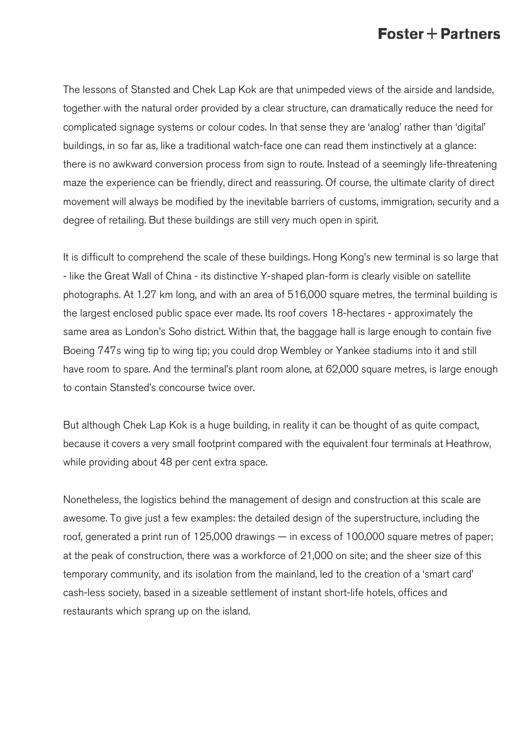The lessons of Stansted and Chek Lap Kok are that unimpeded views of the airside and landside, together with the natural order provided by a clear structure, can dramatically reduce the need for complicated signage systems or colour codes. In that sense they are 'analog' rather than 'digital' buildings, in so far as, like a traditional watch-face one can read them instinctively at a glance: there is no awkward conversion process from sign to route. Instead of a seemingly life-threatening maze the experience can be friendly, direct and reassuring. Of course, the ultimate clarity of direct movement will always be modified by the inevitable barriers of customs, immigration, security and a degree of retailing. But these buildings are still very much open in spirit.

It is difficult to comprehend the scale of these buildings. Hong Kong's new terminal is so large that - like the Great Wall of China - its distinctive Y-shaped plan-form is clearly visible on satellite photographs. At 1.27 km long, and with an area of 516,000 square metres, the terminal building is the largest enclosed public space ever made. Its roof covers 18-hectares - approximately the same area as London's Soho district. Within that, the baggage hall is large enough to contain five Boeing 747s wing tip to wing tip; you could drop Wembley or Yankee stadiums into it and still have room to spare. And the terminal's plant room alone, at 62,000 square metres, is large enough to contain Stansted's concourse twice over.

But although Chek Lap Kok is a huge building, in reality it can be thought of as quite compact, because it covers a very small footprint compared with the equivalent four terminals at Heathrow, while providing about 48 per cent extra space.

Nonetheless, the logistics behind the management of design and construction at this scale are awesome. To give just a few examples: the detailed design of the superstructure, including the roof, generated a print run of 125,000 drawings — in excess of 100,000 square metres of paper; at the peak of construction, there was a workforce of 21,000 on site; and the sheer size of this temporary community, and its isolation from the mainland, led to the creation of a 'smart card' cash-less society, based in a sizeable settlement of instant short-life hotels, offices and restaurants which sprang up on the island.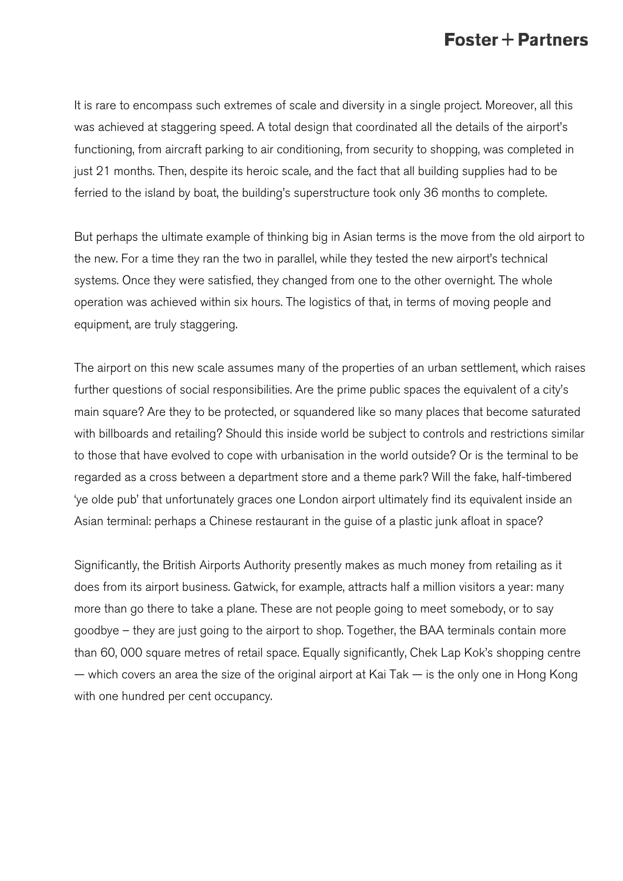It is rare to encompass such extremes of scale and diversity in a single project. Moreover, all this was achieved at staggering speed. A total design that coordinated all the details of the airport's functioning, from aircraft parking to air conditioning, from security to shopping, was completed in just 21 months. Then, despite its heroic scale, and the fact that all building supplies had to be ferried to the island by boat, the building's superstructure took only 36 months to complete.

But perhaps the ultimate example of thinking big in Asian terms is the move from the old airport to the new. For a time they ran the two in parallel, while they tested the new airport's technical systems. Once they were satisfied, they changed from one to the other overnight. The whole operation was achieved within six hours. The logistics of that, in terms of moving people and equipment, are truly staggering.

The airport on this new scale assumes many of the properties of an urban settlement, which raises further questions of social responsibilities. Are the prime public spaces the equivalent of a city's main square? Are they to be protected, or squandered like so many places that become saturated with billboards and retailing? Should this inside world be subject to controls and restrictions similar to those that have evolved to cope with urbanisation in the world outside? Or is the terminal to be regarded as a cross between a department store and a theme park? Will the fake, half-timbered 'ye olde pub' that unfortunately graces one London airport ultimately find its equivalent inside an Asian terminal: perhaps a Chinese restaurant in the guise of a plastic junk afloat in space?

Significantly, the British Airports Authority presently makes as much money from retailing as it does from its airport business. Gatwick, for example, attracts half a million visitors a year: many more than go there to take a plane. These are not people going to meet somebody, or to say goodbye – they are just going to the airport to shop. Together, the BAA terminals contain more than 60, 000 square metres of retail space. Equally significantly, Chek Lap Kok's shopping centre — which covers an area the size of the original airport at Kai Tak — is the only one in Hong Kong with one hundred per cent occupancy.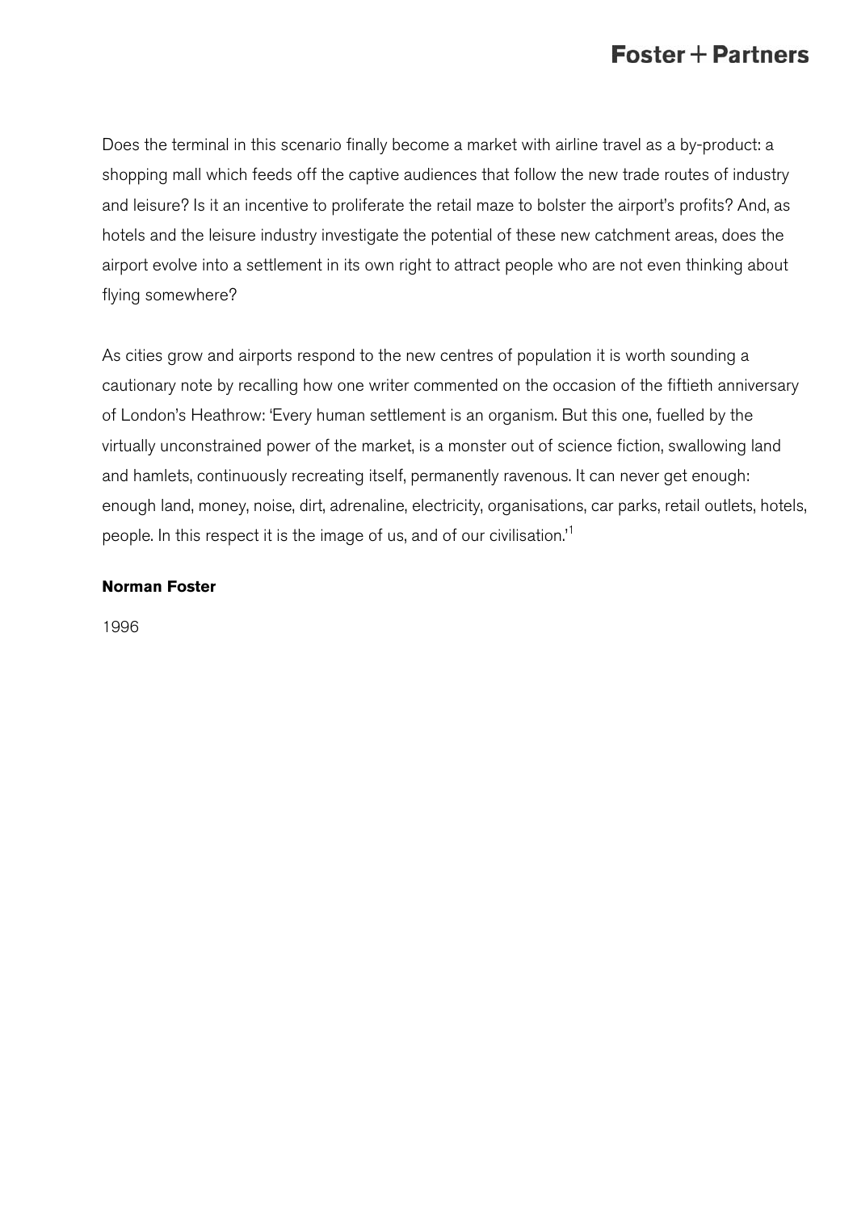Does the terminal in this scenario finally become a market with airline travel as a by-product: a shopping mall which feeds off the captive audiences that follow the new trade routes of industry and leisure? Is it an incentive to proliferate the retail maze to bolster the airport's profits? And, as hotels and the leisure industry investigate the potential of these new catchment areas, does the airport evolve into a settlement in its own right to attract people who are not even thinking about flying somewhere?

As cities grow and airports respond to the new centres of population it is worth sounding a cautionary note by recalling how one writer commented on the occasion of the fiftieth anniversary of London's Heathrow: 'Every human settlement is an organism. But this one, fuelled by the virtually unconstrained power of the market, is a monster out of science fiction, swallowing land and hamlets, continuously recreating itself, permanently ravenous. It can never get enough: enough land, money, noise, dirt, adrenaline, electricity, organisations, car parks, retail outlets, hotels, people. In this respect it is the image of us, and of our civilisation.'[1]

**Norman Foster**

1996